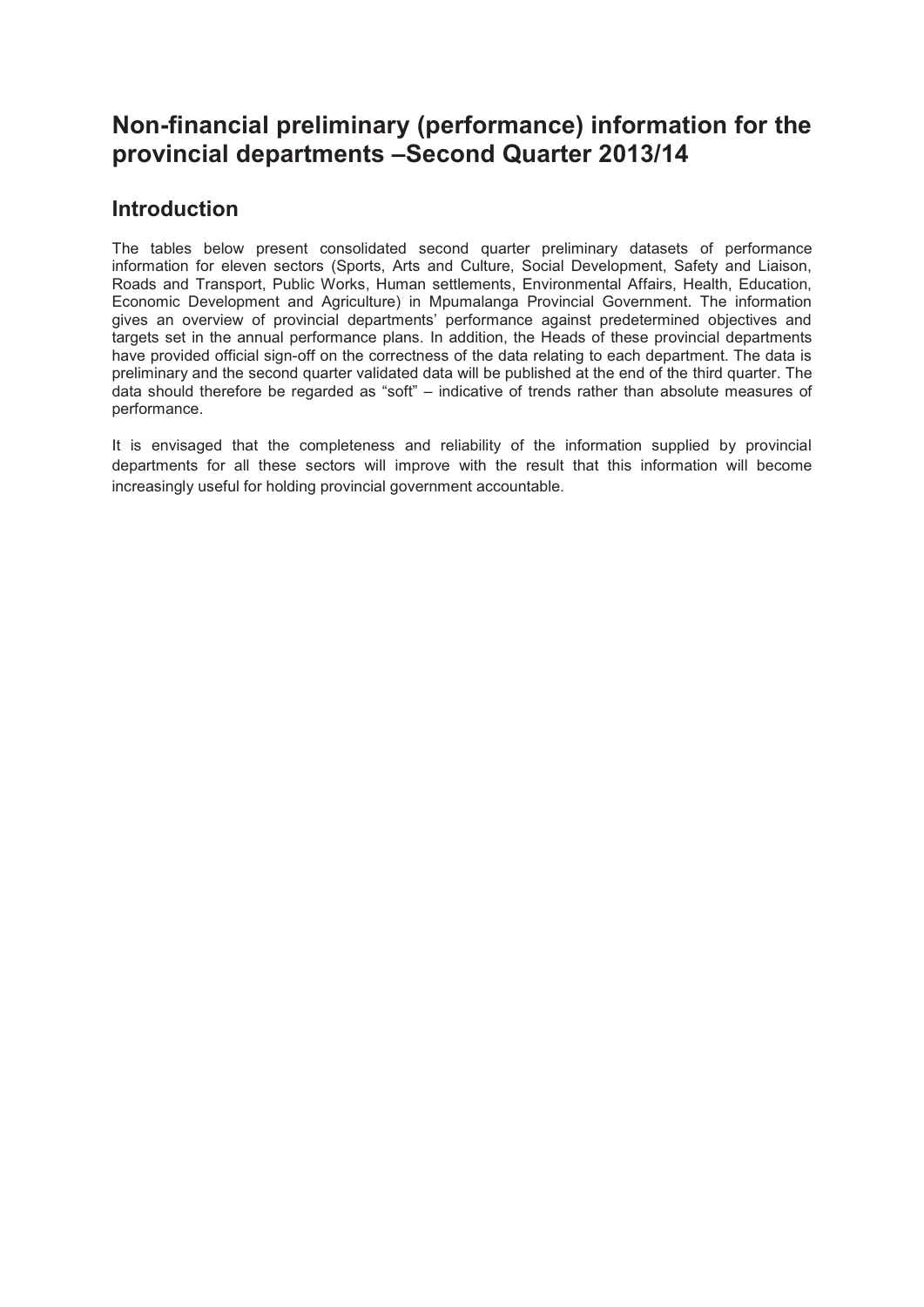# Non-financial preliminary (performance) information for the provincial departments –Second Quarter 2013/14

## Introduction

The tables below present consolidated second quarter preliminary datasets of performance information for eleven sectors (Sports, Arts and Culture, Social Development, Safety and Liaison, Roads and Transport, Public Works, Human settlements, Environmental Affairs, Health, Education, Economic Development and Agriculture) in Mpumalanga Provincial Government. The information gives an overview of provincial departments' performance against predetermined objectives and targets set in the annual performance plans. In addition, the Heads of these provincial departments have provided official sign-off on the correctness of the data relating to each department. The data is preliminary and the second quarter validated data will be published at the end of the third quarter. The data should therefore be regarded as "soft" – indicative of trends rather than absolute measures of performance.

It is envisaged that the completeness and reliability of the information supplied by provincial departments for all these sectors will improve with the result that this information will become increasingly useful for holding provincial government accountable.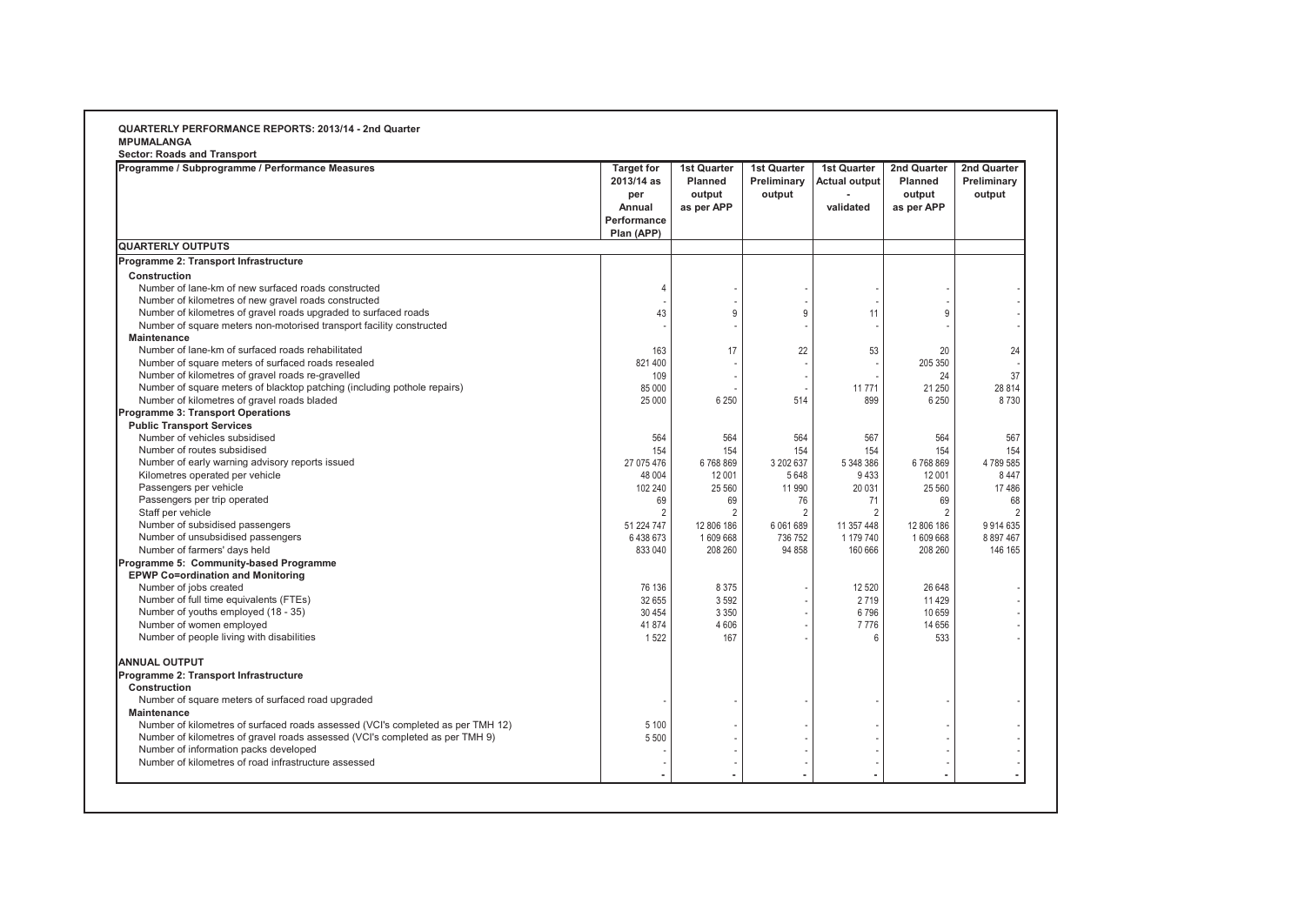**QUARTERLY PERFORMANCE REPORTS: 2013/14 - 2nd Quarter**
**MPUMALANGA**
**Sector: Roads and Transport**

| Programme / Subprogramme / Performance Measures | Target for 2013/14 as per Annual Performance Plan (APP) | 1st Quarter Planned output as per APP | 1st Quarter Preliminary output | 1st Quarter Actual output - validated | 2nd Quarter Planned output as per APP | 2nd Quarter Preliminary output |
|---|---|---|---|---|---|---|
| **QUARTERLY OUTPUTS** | | | | | | |
| **Programme 2: Transport Infrastructure** | | | | | | |
| **Construction** | | | | | | |
| Number of lane-km of new surfaced roads constructed | 4 | - | - | - | - | - |
| Number of kilometres of new gravel roads constructed | - | - | - | - | - | - |
| Number of kilometres of gravel roads upgraded to surfaced roads | 43 | 9 | 9 | 11 | 9 | - |
| Number of square meters non-motorised transport facility constructed | - | - | - | - | - | - |
| **Maintenance** | | | | | | |
| Number of lane-km of surfaced roads rehabilitated | 163 | 17 | 22 | 53 | 20 | 24 |
| Number of square meters of surfaced roads resealed | 821 400 | - | - | - | 205 350 | - |
| Number of kilometres of gravel roads re-gravelled | 109 | - | - | - | 24 | 37 |
| Number of square meters of blacktop patching (including pothole repairs) | 85 000 | - | - | 11 771 | 21 250 | 28 814 |
| Number of kilometres of gravel roads bladed | 25 000 | 6 250 | 514 | 899 | 6 250 | 8 730 |
| **Programme 3: Transport Operations** | | | | | | |
| **Public Transport Services** | | | | | | |
| Number of vehicles subsidised | 564 | 564 | 564 | 567 | 564 | 567 |
| Number of routes subsidised | 154 | 154 | 154 | 154 | 154 | 154 |
| Number of early warning advisory reports issued | 27 075 476 | 6 768 869 | 3 202 637 | 5 348 386 | 6 768 869 | 4 789 585 |
| Kilometres operated per vehicle | 48 004 | 12 001 | 5 648 | 9 433 | 12 001 | 8 447 |
| Passengers per vehicle | 102 240 | 25 560 | 11 990 | 20 031 | 25 560 | 17 486 |
| Passengers per trip operated | 69 | 69 | 76 | 71 | 69 | 68 |
| Staff per vehicle | 2 | 2 | 2 | 2 | 2 | 2 |
| Number of subsidised passengers | 51 224 747 | 12 806 186 | 6 061 689 | 11 357 448 | 12 806 186 | 9 914 635 |
| Number of unsubsidised passengers | 6 438 673 | 1 609 668 | 736 752 | 1 179 740 | 1 609 668 | 8 897 467 |
| Number of farmers' days held | 833 040 | 208 260 | 94 858 | 160 666 | 208 260 | 146 165 |
| **Programme 5: Community-based Programme** | | | | | | |
| **EPWP Co=ordination and Monitoring** | | | | | | |
| Number of jobs created | 76 136 | 8 375 | - | 12 520 | 26 648 | - |
| Number of full time equivalents (FTEs) | 32 655 | 3 592 | - | 2 719 | 11 429 | - |
| Number of youths employed (18 - 35) | 30 454 | 3 350 | - | 6 796 | 10 659 | - |
| Number of women employed | 41 874 | 4 606 | - | 7 776 | 14 656 | - |
| Number of people living with disabilities | 1 522 | 167 | - | 6 | 533 | - |
| **ANNUAL OUTPUT** | | | | | | |
| **Programme 2: Transport Infrastructure** | | | | | | |
| **Construction** | | | | | | |
| Number of square meters of surfaced road upgraded | - | - | - | - | - | - |
| **Maintenance** | | | | | | |
| Number of kilometres of surfaced roads assessed (VCI's completed as per TMH 12) | 5 100 | - | - | - | - | - |
| Number of kilometres of gravel roads assessed (VCI's completed as per TMH 9) | 5 500 | - | - | - | - | - |
| Number of information packs developed | - | - | - | - | - | - |
| Number of kilometres of road infrastructure assessed | - | - | - | - | - | - |
| | - | - | - | - | - | - |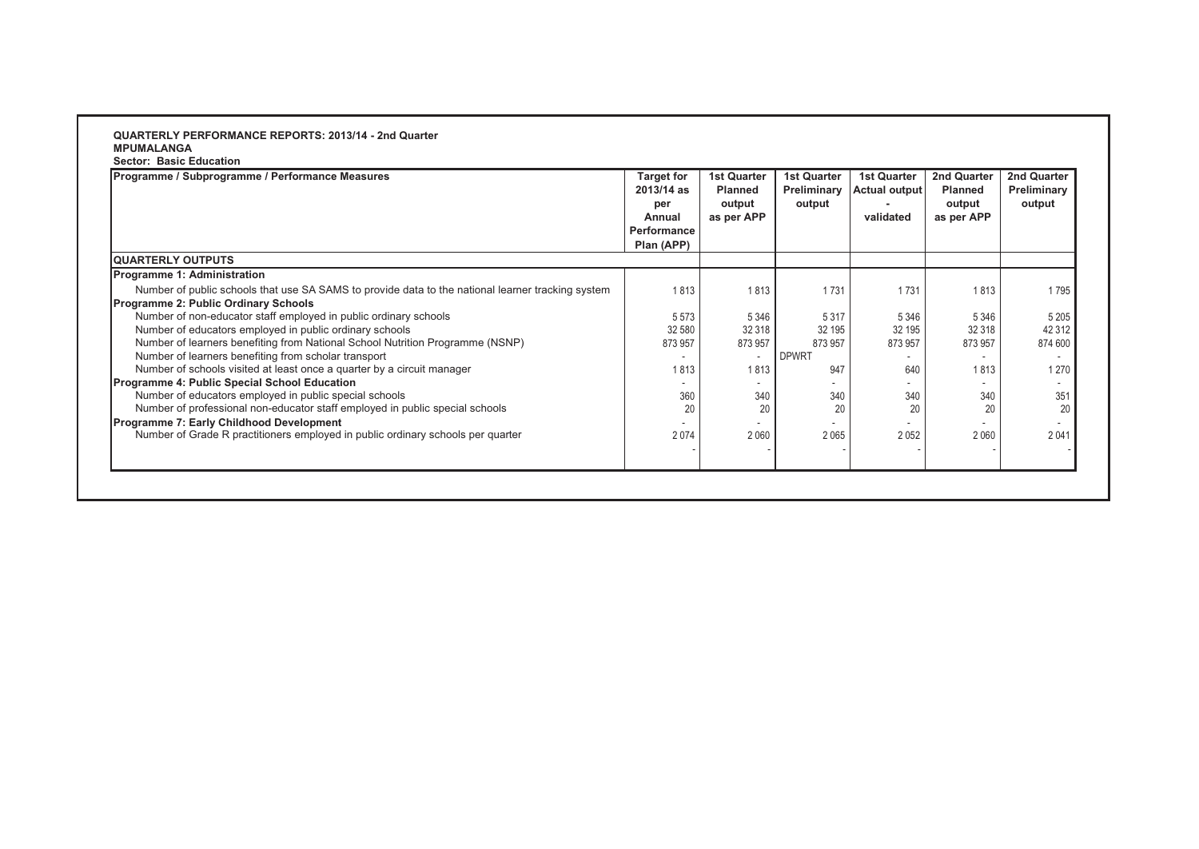**QUARTERLY PERFORMANCE REPORTS: 2013/14 - 2nd Quarter**
**MPUMALANGA**
**Sector: Basic Education**

| Programme / Subprogramme / Performance Measures | Target for 2013/14 as per Annual Performance Plan (APP) | 1st Quarter Planned output as per APP | 1st Quarter Preliminary output | 1st Quarter Actual output - validated | 2nd Quarter Planned output as per APP | 2nd Quarter Preliminary output |
|---|---|---|---|---|---|---|
| **QUARTERLY OUTPUTS** | | | | | | |
| **Programme 1: Administration** | | | | | | |
| Number of public schools that use SA SAMS to provide data to the national learner tracking system | 1 813 | 1 813 | 1 731 | 1 731 | 1 813 | 1 795 |
| **Programme 2: Public Ordinary Schools** | | | | | | |
| Number of non-educator staff employed in public ordinary schools | 5 573 | 5 346 | 5 317 | 5 346 | 5 346 | 5 205 |
| Number of educators employed in public ordinary schools | 32 580 | 32 318 | 32 195 | 32 195 | 32 318 | 42 312 |
| Number of learners benefiting from National School Nutrition Programme (NSNP) | 873 957 | 873 957 | 873 957 | 873 957 | 873 957 | 874 600 |
| Number of learners benefiting from scholar transport | - | - | DPWRT | - | - | - |
| Number of schools visited at least once a quarter by a circuit manager | 1 813 | 1 813 | 947 | 640 | 1 813 | 1 270 |
| **Programme 4: Public Special School Education** | - | - | - | - | - | - |
| Number of educators employed in public special schools | 360 | 340 | 340 | 340 | 340 | 351 |
| Number of professional non-educator staff employed in public special schools | 20 | 20 | 20 | 20 | 20 | 20 |
| **Programme 7: Early Childhood Development** | - | - | - | - | - | - |
| Number of Grade R practitioners employed in public ordinary schools per quarter | 2 074 | 2 060 | 2 065 | 2 052 | 2 060 | 2 041 |
| | - | - | - | - | - | - |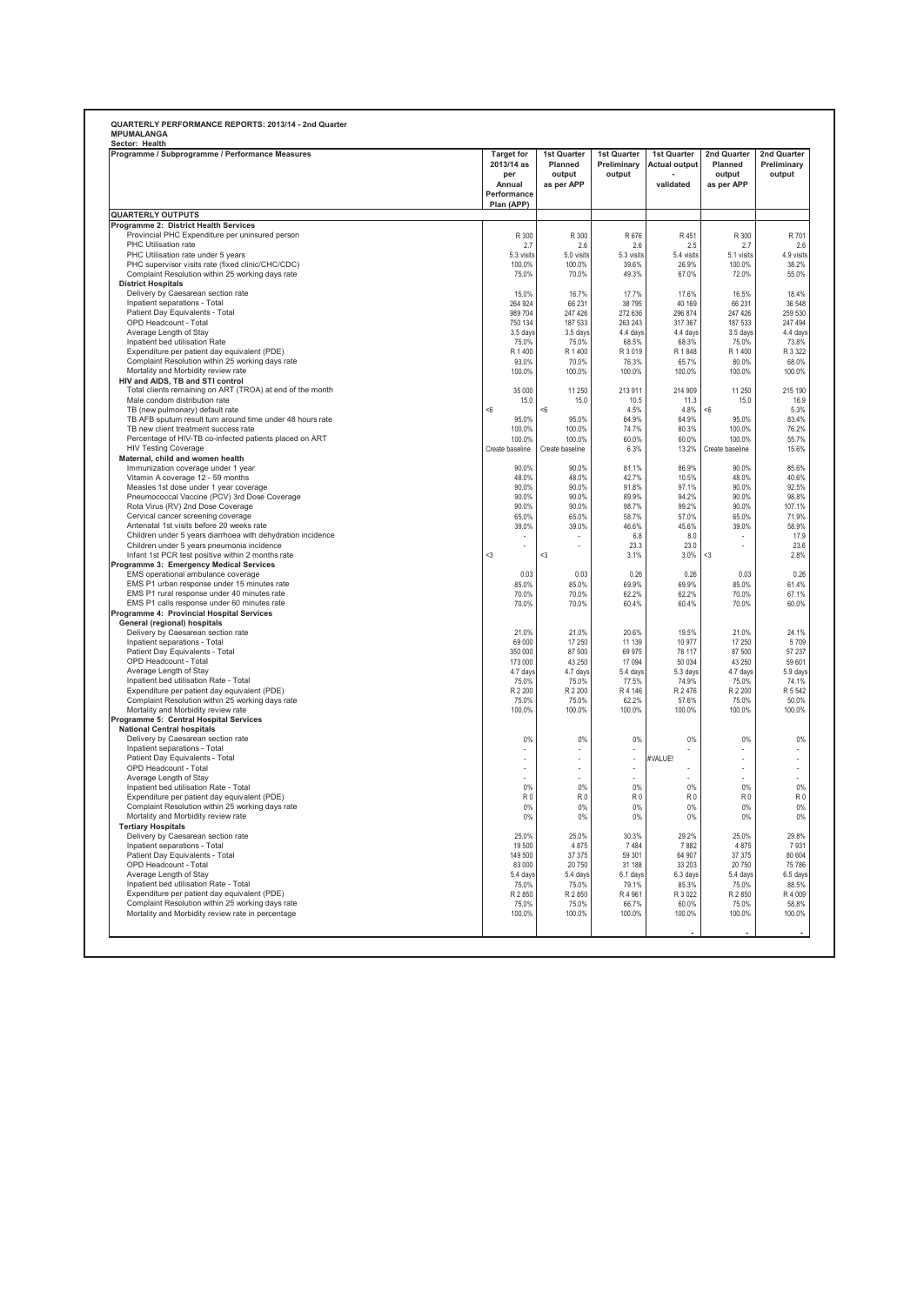**QUARTERLY PERFORMANCE REPORTS: 2013/14 - 2nd Quarter**
**MPUMALANGA**
**Sector: Health**

| Programme / Subprogramme / Performance Measures | Target for 2013/14 as per Annual Performance Plan (APP) | 1st Quarter Planned output as per APP | 1st Quarter Preliminary output | 1st Quarter Actual output - validated | 2nd Quarter Planned output as per APP | 2nd Quarter Preliminary output |
|---|---|---|---|---|---|---|
| **QUARTERLY OUTPUTS** | | | | | | |
| **Programme 2: District Health Services** | | | | | | |
| Provincial PHC Expenditure per uninsured person | R 300 | R 300 | R 676 | R 451 | R 300 | R 701 |
| PHC Utilisation rate | 2.7 | 2.6 | 2.6 | 2.5 | 2.7 | 2.6 |
| PHC Utilisation rate under 5 years | 5.3 visits | 5.0 visits | 5.3 visits | 5.4 visits | 5.1 visits | 4.9 visits |
| PHC supervisor visits rate (fixed clinic/CHC/CDC) | 100.0% | 100.0% | 39.6% | 26.9% | 100.0% | 38.2% |
| Complaint Resolution within 25 working days rate | 75.0% | 70.0% | 49.3% | 67.0% | 72.0% | 55.0% |
| **District Hospitals** | | | | | | |
| Delivery by Caesarean section rate | 15.0% | 16.7% | 17.7% | 17.6% | 16.5% | 18.4% |
| Inpatient separations - Total | 264 924 | 66 231 | 38 795 | 40 169 | 66 231 | 36 548 |
| Patient Day Equivalents - Total | 989 704 | 247 426 | 272 636 | 296 874 | 247 426 | 259 530 |
| OPD Headcount - Total | 750 134 | 187 533 | 263 243 | 317 367 | 187 533 | 247 494 |
| Average Length of Stay | 3.5 days | 3.5 days | 4.4 days | 4.4 days | 3.5 days | 4.4 days |
| Inpatient bed utilisation Rate | 75.0% | 75.0% | 68.5% | 68.3% | 75.0% | 73.8% |
| Expenditure per patient day equivalent (PDE) | R 1 400 | R 1 400 | R 3 019 | R 1 848 | R 1 400 | R 3 322 |
| Complaint Resolution within 25 working days rate | 93.0% | 70.0% | 76.3% | 65.7% | 80.0% | 68.0% |
| Mortality and Morbidity review rate | 100.0% | 100.0% | 100.0% | 100.0% | 100.0% | 100.0% |
| **HIV and AIDS, TB and STI control** | | | | | | |
| Total clients remaining on ART (TROA) at end of the month | 35 000 | 11 250 | 213 911 | 214 909 | 11 250 | 215 190 |
| Male condom distribution rate | 15.0 | 15.0 | 10.5 | 11.3 | 15.0 | 16.9 |
| TB (new pulmonary) default rate | <6 | <6 | 4.5% | 4.8% | <6 | 5.3% |
| TB AFB sputum result turn around time under 48 hours rate | 95.0% | 95.0% | 64.9% | 64.9% | 95.0% | 83.4% |
| TB new client treatment success rate | 100.0% | 100.0% | 74.7% | 80.3% | 100.0% | 76.2% |
| Percentage of HIV-TB co-infected patients placed on ART | 100.0% | 100.0% | 60.0% | 60.0% | 100.0% | 55.7% |
| HIV Testing Coverage | Create baseline | Create baseline | 6.3% | 13.2% | Create baseline | 15.6% |
| **Maternal, child and women health** | | | | | | |
| Immunization coverage under 1 year | 90.0% | 90.0% | 81.1% | 86.9% | 90.0% | 85.6% |
| Vitamin A coverage 12 - 59 months | 48.0% | 48.0% | 42.7% | 10.5% | 48.0% | 40.6% |
| Measles 1st dose under 1 year coverage | 90.0% | 90.0% | 91.8% | 97.1% | 90.0% | 92.5% |
| Pneumococcal Vaccine (PCV) 3rd Dose Coverage | 90.0% | 90.0% | 89.9% | 94.2% | 90.0% | 98.8% |
| Rota Virus (RV) 2nd Dose Coverage | 90.0% | 90.0% | 98.7% | 99.2% | 90.0% | 107.1% |
| Cervical cancer screening coverage | 65.0% | 65.0% | 58.7% | 57.0% | 65.0% | 71.9% |
| Antenatal 1st visits before 20 weeks rate | 39.0% | 39.0% | 46.6% | 45.6% | 39.0% | 58.9% |
| Children under 5 years diarrhoea with dehydration incidence | - | - | 6.8 | 8.0 | - | 17.9 |
| Children under 5 years pneumonia incidence | - | - | 23.3 | 23.0 | - | 23.6 |
| Infant 1st PCR test positive within 2 months rate | <3 | <3 | 3.1% | 3.0% | <3 | 2.8% |
| **Programme 3: Emergency Medical Services** | | | | | | |
| EMS operational ambulance coverage | 0.03 | 0.03 | 0.26 | 0.26 | 0.03 | 0.26 |
| EMS P1 urban response under 15 minutes rate | 85.0% | 85.0% | 69.9% | 69.9% | 85.0% | 61.4% |
| EMS P1 rural response under 40 minutes rate | 70.0% | 70.0% | 62.2% | 62.2% | 70.0% | 67.1% |
| EMS P1 calls response under 60 minutes rate | 70.0% | 70.0% | 60.4% | 60.4% | 70.0% | 60.0% |
| **Programme 4: Provincial Hospital Services** | | | | | | |
| **General (regional) hospitals** | | | | | | |
| Delivery by Caesarean section rate | 21.0% | 21.0% | 20.6% | 19.5% | 21.0% | 24.1% |
| Inpatient separations - Total | 69 000 | 17 250 | 11 139 | 10 977 | 17 250 | 5 709 |
| Patient Day Equivalents - Total | 350 000 | 87 500 | 69 975 | 78 117 | 87 500 | 57 237 |
| OPD Headcount - Total | 173 000 | 43 250 | 17 094 | 50 034 | 43 250 | 59 601 |
| Average Length of Stay | 4.7 days | 4.7 days | 5.4 days | 5.3 days | 4.7 days | 5.9 days |
| Inpatient bed utilisation Rate - Total | 75.0% | 75.0% | 77.5% | 74.9% | 75.0% | 74.1% |
| Expenditure per patient day equivalent (PDE) | R 2 200 | R 2 200 | R 4 146 | R 2 476 | R 2 200 | R 5 542 |
| Complaint Resolution within 25 working days rate | 75.0% | 75.0% | 62.2% | 57.6% | 75.0% | 50.0% |
| Mortality and Morbidity review rate | 100.0% | 100.0% | 100.0% | 100.0% | 100.0% | 100.0% |
| **Programme 5: Central Hospital Services** | | | | | | |
| **National Central hospitals** | | | | | | |
| Delivery by Caesarean section rate | 0% | 0% | 0% | 0% | 0% | 0% |
| Inpatient separations - Total | - | - | - | - | - | - |
| Patient Day Equivalents - Total | - | - | - | #VALUE! | - | - |
| OPD Headcount - Total | - | - | - | - | - | - |
| Average Length of Stay | - | - | - | - | - | - |
| Inpatient bed utilisation Rate - Total | 0% | 0% | 0% | 0% | 0% | 0% |
| Expenditure per patient day equivalent (PDE) | R 0 | R 0 | R 0 | R 0 | R 0 | R 0 |
| Complaint Resolution within 25 working days rate | 0% | 0% | 0% | 0% | 0% | 0% |
| Mortality and Morbidity review rate | 0% | 0% | 0% | 0% | 0% | 0% |
| **Tertiary Hospitals** | | | | | | |
| Delivery by Caesarean section rate | 25.0% | 25.0% | 30.3% | 29.2% | 25.0% | 29.8% |
| Inpatient separations - Total | 19 500 | 4 875 | 7 484 | 7 882 | 4 875 | 7 931 |
| Patient Day Equivalents - Total | 149 500 | 37 375 | 59 301 | 64 907 | 37 375 | 80 604 |
| OPD Headcount - Total | 83 000 | 20 750 | 31 188 | 33 203 | 20 750 | 75 786 |
| Average Length of Stay | 5.4 days | 5.4 days | 6.1 days | 6.3 days | 5.4 days | 6.5 days |
| Inpatient bed utilisation Rate - Total | 75.0% | 75.0% | 79.1% | 85.3% | 75.0% | 88.5% |
| Expenditure per patient day equivalent (PDE) | R 2 850 | R 2 850 | R 4 961 | R 3 022 | R 2 850 | R 4 009 |
| Complaint Resolution within 25 working days rate | 75.0% | 75.0% | 66.7% | 60.0% | 75.0% | 58.8% |
| Mortality and Morbidity review rate in percentage | 100.0% | 100.0% | 100.0% | 100.0% | 100.0% | 100.0% |
| | | | | - | - | - |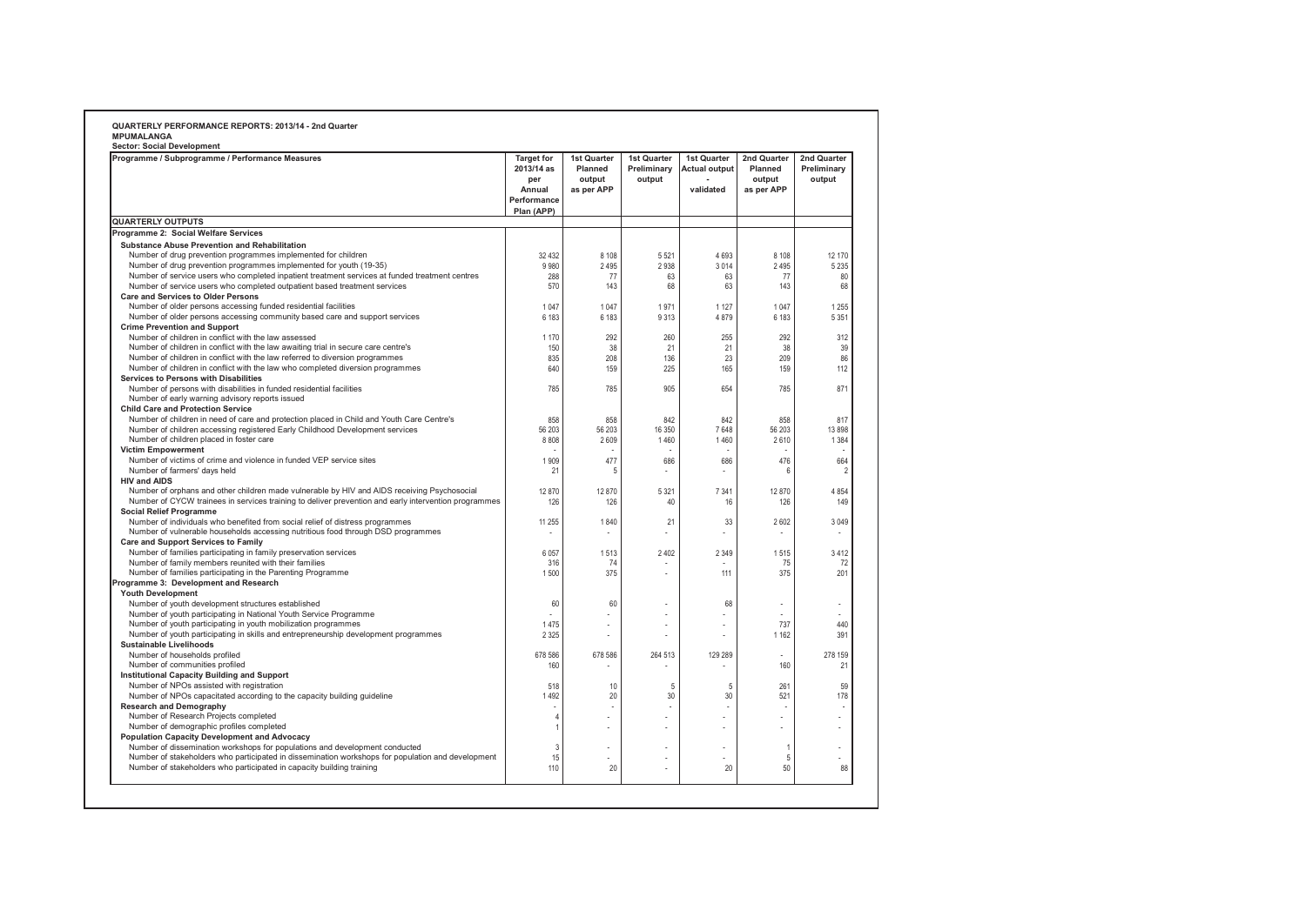**QUARTERLY PERFORMANCE REPORTS: 2013/14 - 2nd Quarter**
**MPUMALANGA**
**Sector: Social Development**

| Programme / Subprogramme / Performance Measures | Target for 2013/14 as per Annual Performance Plan (APP) | 1st Quarter Planned output as per APP | 1st Quarter Preliminary output | 1st Quarter Actual output - validated | 2nd Quarter Planned output as per APP | 2nd Quarter Preliminary output |
|---|---|---|---|---|---|---|
| **QUARTERLY OUTPUTS** | | | | | | |
| **Programme 2: Social Welfare Services** | | | | | | |
| **Substance Abuse Prevention and Rehabilitation** | | | | | | |
| Number of drug prevention programmes implemented for children | 32 432 | 8 108 | 5 521 | 4 693 | 8 108 | 12 170 |
| Number of drug prevention programmes implemented for youth (19-35) | 9 980 | 2 495 | 2 938 | 3 014 | 2 495 | 5 235 |
| Number of service users who completed inpatient treatment services at funded treatment centres | 288 | 77 | 63 | 63 | 77 | 80 |
| Number of service users who completed outpatient based treatment services | 570 | 143 | 68 | 63 | 143 | 68 |
| **Care and Services to Older Persons** | | | | | | |
| Number of older persons accessing funded residential facilities | 1 047 | 1 047 | 1 971 | 1 127 | 1 047 | 1 255 |
| Number of older persons accessing community based care and support services | 6 183 | 6 183 | 9 313 | 4 879 | 6 183 | 5 351 |
| **Crime Prevention and Support** | | | | | | |
| Number of children in conflict with the law assessed | 1 170 | 292 | 260 | 255 | 292 | 312 |
| Number of children in conflict with the law awaiting trial in secure care centre's | 150 | 38 | 21 | 21 | 38 | 39 |
| Number of children in conflict with the law referred to diversion programmes | 835 | 208 | 136 | 23 | 209 | 86 |
| Number of children in conflict with the law who completed diversion programmes | 640 | 159 | 225 | 165 | 159 | 112 |
| **Services to Persons with Disabilities** | | | | | | |
| Number of persons with disabilities in funded residential facilities | 785 | 785 | 905 | 654 | 785 | 871 |
| Number of early warning advisory reports issued | | | | | | |
| **Child Care and Protection Service** | | | | | | |
| Number of children in need of care and protection placed in Child and Youth Care Centre's | 858 | 858 | 842 | 842 | 858 | 817 |
| Number of children accessing registered Early Childhood Development services | 56 203 | 56 203 | 16 350 | 7 648 | 56 203 | 13 898 |
| Number of children placed in foster care | 8 808 | 2 609 | 1 460 | 1 460 | 2 610 | 1 384 |
| **Victim Empowerment** | - | - | - | - | - | - |
| Number of victims of crime and violence in funded VEP service sites | 1 909 | 477 | 686 | 686 | 476 | 664 |
| Number of farmers' days held | 21 | 5 | - | - | 6 | 2 |
| **HIV and AIDS** | | | | | | |
| Number of orphans and other children made vulnerable by HIV and AIDS receiving Psychosocial | 12 870 | 12 870 | 5 321 | 7 341 | 12 870 | 4 854 |
| Number of CYCW trainees in services training to deliver prevention and early intervention programmes | 126 | 126 | 40 | 16 | 126 | 149 |
| **Social Relief Programme** | | | | | | |
| Number of individuals who benefited from social relief of distress programmes | 11 255 | 1 840 | 21 | 33 | 2 602 | 3 049 |
| Number of vulnerable households accessing nutritious food through DSD programmes | - | - | - | - | - | - |
| **Care and Support Services to Family** | | | | | | |
| Number of families participating in family preservation services | 6 057 | 1 513 | 2 402 | 2 349 | 1 515 | 3 412 |
| Number of family members reunited with their families | 316 | 74 | - | - | 75 | 72 |
| Number of families participating in the Parenting Programme | 1 500 | 375 | - | 111 | 375 | 201 |
| **Programme 3: Development and Research** | | | | | | |
| **Youth Development** | | | | | | |
| Number of youth development structures established | 60 | 60 | - | 68 | - | - |
| Number of youth participating in National Youth Service Programme | - | - | - | - | - | - |
| Number of youth participating in youth mobilization programmes | 1 475 | - | - | - | 737 | 440 |
| Number of youth participating in skills and entrepreneurship development programmes | 2 325 | - | - | - | 1 162 | 391 |
| **Sustainable Livelihoods** | | | | | | |
| Number of households profiled | 678 586 | 678 586 | 264 513 | 129 289 | - | 278 159 |
| Number of communities profiled | 160 | - | - | - | 160 | 21 |
| **Institutional Capacity Building and Support** | | | | | | |
| Number of NPOs assisted with registration | 518 | 10 | 5 | 5 | 261 | 59 |
| Number of NPOs capacitated according to the capacity building guideline | 1 492 | 20 | 30 | 30 | 521 | 178 |
| **Research and Demography** | - | - | - | - | - | - |
| Number of Research Projects completed | 4 | - | - | - | - | - |
| Number of demographic profiles completed | 1 | - | - | - | - | - |
| **Population Capacity Development and Advocacy** | | | | | | |
| Number of dissemination workshops for populations and development conducted | 3 | - | - | - | 1 | - |
| Number of stakeholders who participated in dissemination workshops for population and development | 15 | - | - | - | 5 | - |
| Number of stakeholders who participated in capacity building training | 110 | 20 | - | 20 | 50 | 88 |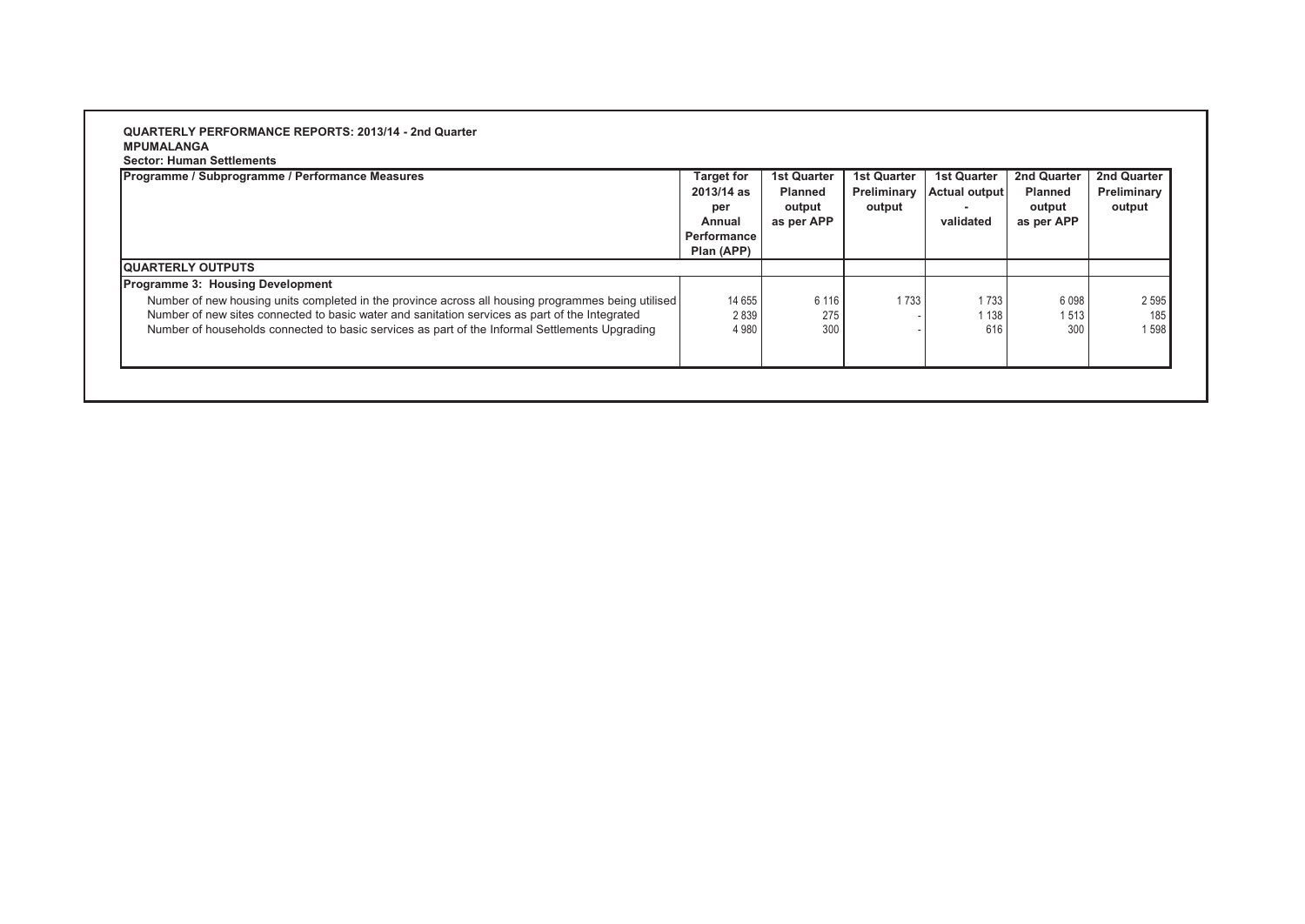**QUARTERLY PERFORMANCE REPORTS: 2013/14 - 2nd Quarter**
**MPUMALANGA**
**Sector: Human Settlements**

| Programme / Subprogramme / Performance Measures | Target for 2013/14 as per Annual Performance Plan (APP) | 1st Quarter Planned output as per APP | 1st Quarter Preliminary output | 1st Quarter Actual output - validated | 2nd Quarter Planned output as per APP | 2nd Quarter Preliminary output |
|---|---|---|---|---|---|---|
| **QUARTERLY OUTPUTS** | | | | | | |
| **Programme 3: Housing Development** | | | | | | |
| Number of new housing units completed in the province across all housing programmes being utilised | 14 655 | 6 116 | 1 733 | 1 733 | 6 098 | 2 595 |
| Number of new sites connected to basic water and sanitation services as part of the Integrated | 2 839 | 275 | - | 1 138 | 1 513 | 185 |
| Number of households connected to basic services as part of the Informal Settlements Upgrading | 4 980 | 300 | - | 616 | 300 | 1 598 |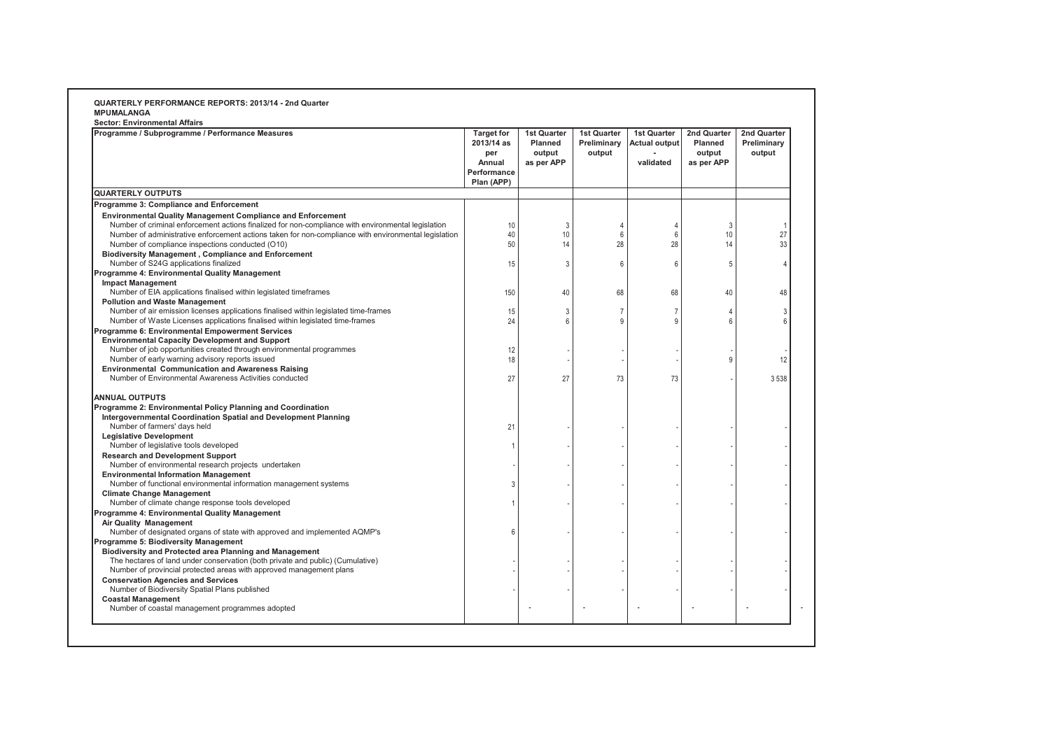**QUARTERLY PERFORMANCE REPORTS: 2013/14 - 2nd Quarter**
**MPUMALANGA**
**Sector: Environmental Affairs**

| Programme / Subprogramme / Performance Measures | Target for 2013/14 as per Annual Performance Plan (APP) | 1st Quarter Planned output as per APP | 1st Quarter Preliminary output | 1st Quarter Actual output - validated | 2nd Quarter Planned output as per APP | 2nd Quarter Preliminary output |
|---|---|---|---|---|---|---|
| **QUARTERLY OUTPUTS** | | | | | | |
| **Programme 3: Compliance and Enforcement** | | | | | | |
| **Environmental Quality Management Compliance and Enforcement** | | | | | | |
| Number of criminal enforcement actions finalized for non-compliance with environmental legislation | 10 | 3 | 4 | 4 | 3 | 1 |
| Number of administrative enforcement actions taken for non-compliance with environmental legislation | 40 | 10 | 6 | 6 | 10 | 27 |
| Number of compliance inspections conducted (O10) | 50 | 14 | 28 | 28 | 14 | 33 |
| **Biodiversity Management , Compliance and Enforcement** | | | | | | |
| Number of S24G applications finalized | 15 | 3 | 6 | 6 | 5 | 4 |
| **Programme 4: Environmental Quality Management** | | | | | | |
| **Impact Management** | | | | | | |
| Number of EIA applications finalised within legislated timeframes | 150 | 40 | 68 | 68 | 40 | 48 |
| **Pollution and Waste Management** | | | | | | |
| Number of air emission licenses applications finalised within legislated time-frames | 15 | 3 | 7 | 7 | 4 | 3 |
| Number of Waste Licenses applications finalised within legislated time-frames | 24 | 6 | 9 | 9 | 6 | 6 |
| **Programme 6: Environmental Empowerment Services** | | | | | | |
| **Environmental Capacity Development and Support** | | | | | | |
| Number of job opportunities created through environmental programmes | 12 | - | - | - | - | - |
| Number of early warning advisory reports issued | 18 | - | - | - | 9 | 12 |
| **Environmental Communication and Awareness Raising** | | | | | | |
| Number of Environmental Awareness Activities conducted | 27 | 27 | 73 | 73 | - | 3 538 |
| **ANNUAL OUTPUTS** | | | | | | |
| **Programme 2: Environmental Policy Planning and Coordination** | | | | | | |
| **Intergovernmental Coordination Spatial and Development Planning** | | | | | | |
| Number of farmers' days held | 21 | - | - | - | - | - |
| **Legislative Development** | | | | | | |
| Number of legislative tools developed | 1 | - | - | - | - | - |
| **Research and Development Support** | | | | | | |
| Number of environmental research projects undertaken | - | - | - | - | - | - |
| **Environmental Information Management** | | | | | | |
| Number of functional environmental information management systems | 3 | - | - | - | - | - |
| **Climate Change Management** | | | | | | |
| Number of climate change response tools developed | 1 | - | - | - | - | - |
| **Programme 4: Environmental Quality Management** | | | | | | |
| **Air Quality Management** | | | | | | |
| Number of designated organs of state with approved and implemented AQMP's | 6 | - | - | - | - | - |
| **Programme 5: Biodiversity Management** | | | | | | |
| **Biodiversity and Protected area Planning and Management** | | | | | | |
| The hectares of land under conservation (both private and public) (Cumulative) | - | - | - | - | - | - |
| Number of provincial protected areas with approved management plans | - | - | - | - | - | - |
| **Conservation Agencies and Services** | | | | | | |
| Number of Biodiversity Spatial Plans published | - | - | - | - | - | - |
| **Coastal Management** | | | | | | |
| Number of coastal management programmes adopted | | - | - | - | - | - |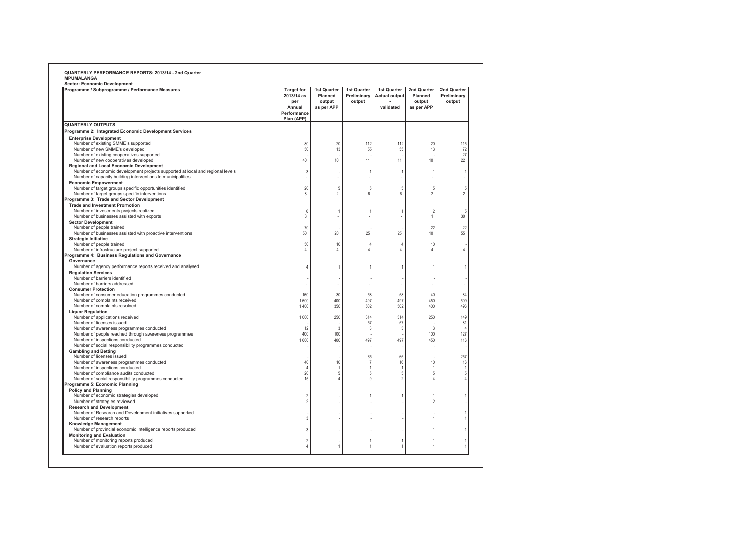**QUARTERLY PERFORMANCE REPORTS: 2013/14 - 2nd Quarter**
**MPUMALANGA**
**Sector: Economic Development**

| Programme / Subprogramme / Performance Measures | Target for 2013/14 as per Annual Performance Plan (APP) | 1st Quarter Planned output as per APP | 1st Quarter Preliminary output | 1st Quarter Actual output - validated | 2nd Quarter Planned output as per APP | 2nd Quarter Preliminary output |
|---|---|---|---|---|---|---|
| **QUARTERLY OUTPUTS** | | | | | | |
| **Programme 2: Integrated Economic Development Services** | | | | | | |
| **Enterprise Development** | | | | | | |
| Number of existing SMME's supported | 80 | 20 | 112 | 112 | 20 | 115 |
| Number of new SMME's developed | 50 | 13 | 55 | 55 | 13 | 72 |
| Number of existing cooperatives supported | - | - | - | - | - | 27 |
| Number of new cooperatives developed | 40 | 10 | 11 | 11 | 10 | 22 |
| **Regional and Local Economic Development** | | | | | | |
| Number of economic development projects supported at local and regional levels | 3 | - | 1 | 1 | 1 | 1 |
| Number of capacity building interventions to municipalities | - | - | - | - | - | - |
| **Economic Empowerment** | | | | | | |
| Number of target groups specific opportunities identified | 20 | 5 | 5 | 5 | 5 | 5 |
| Number of target groups specific interventions | 8 | 2 | 6 | 6 | 2 | 2 |
| **Programme 3: Trade and Sector Development** | | | | | | |
| **Trade and Investment Promotion** | | | | | | |
| Number of investments projects realized | 6 | 1 | 1 | 1 | 2 | 5 |
| Number of businesses assisted with exports | 3 | - | - | - | 1 | 30 |
| **Sector Development** | | | | | | |
| Number of people trained | 70 | - | - | - | 22 | 22 |
| Number of businesses assisted with proactive interventions | 50 | 20 | 25 | 25 | 10 | 55 |
| **Strategic Initiative** | | | | | | |
| Number of people trained | 50 | 10 | 4 | 4 | 10 | - |
| Number of infrastructure project supported | 4 | 4 | 4 | 4 | 4 | 4 |
| **Programme 4: Business Regulations and Governance** | | | | | | |
| **Governance** | | | | | | |
| Number of agency performance reports received and analysed | 4 | 1 | 1 | 1 | 1 | 1 |
| **Regulation Services** | | | | | | |
| Number of barriers identified | - | - | - | - | - | - |
| Number of barriers addressed | - | - | - | - | - | - |
| **Consumer Protection** | | | | | | |
| Number of consumer education programmes conducted | 160 | 30 | 58 | 58 | 40 | 84 |
| Number of complaints received | 1 600 | 400 | 497 | 497 | 450 | 509 |
| Number of complaints resolved | 1 400 | 350 | 502 | 502 | 400 | 496 |
| **Liquor Regulation** | | | | | | |
| Number of applications received | 1 000 | 250 | 314 | 314 | 250 | 149 |
| Number of licenses issued | - | - | 57 | 57 | - | 81 |
| Number of awareness programmes conducted | 12 | 3 | 3 | 3 | 3 | 4 |
| Number of people reached through awareness programmes | 400 | 100 | - | - | 100 | 127 |
| Number of inspections conducted | 1 600 | 400 | 497 | 497 | 450 | 116 |
| Number of social responsibility programmes conducted | - | - | - | - | - | - |
| **Gambling and Betting** | | | | | | |
| Number of licenses issued | - | - | 65 | 65 | - | 257 |
| Number of awareness programmes conducted | 40 | 10 | 7 | 16 | 10 | 16 |
| Number of inspections conducted | 4 | 1 | 1 | 1 | 1 | 1 |
| Number of compliance audits conducted | 20 | 5 | 5 | 5 | 5 | 5 |
| Number of social responsibility programmes conducted | 15 | 4 | 9 | 2 | 4 | 4 |
| **Programme 5: Economic Planning** | | | | | | |
| **Policy and Planning** | | | | | | |
| Number of economic strategies developed | 2 | - | 1 | 1 | 1 | 1 |
| Number of strategies reviewed | 2 | - | - | - | 2 | - |
| **Research and Development** | | | | | | |
| Number of Research and Development initiatives supported | - | - | - | - | - | 1 |
| Number of research reports | 3 | - | - | - | 1 | 1 |
| **Knowledge Management** | | | | | | |
| Number of provincial economic intelligence reports produced | 3 | - | - | - | 1 | 1 |
| **Monitoring and Evaluation** | | | | | | |
| Number of monitoring reports produced | 2 | - | 1 | 1 | 1 | 1 |
| Number of evaluation reports produced | 4 | 1 | 1 | 1 | 1 | 1 |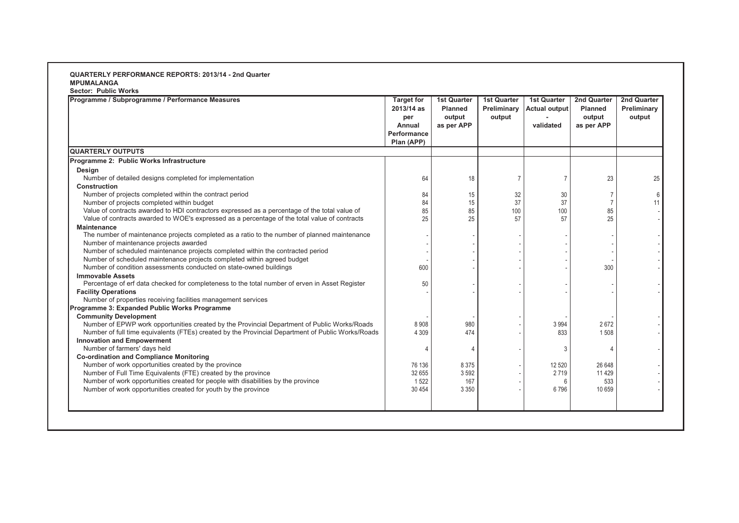**QUARTERLY PERFORMANCE REPORTS: 2013/14 - 2nd Quarter**
**MPUMALANGA**
**Sector: Public Works**

| Programme / Subprogramme / Performance Measures | Target for 2013/14 as per Annual Performance Plan (APP) | 1st Quarter Planned output as per APP | 1st Quarter Preliminary output | 1st Quarter Actual output - validated | 2nd Quarter Planned output as per APP | 2nd Quarter Preliminary output |
|---|---|---|---|---|---|---|
| **QUARTERLY OUTPUTS** | | | | | | |
| **Programme 2: Public Works Infrastructure** | | | | | | |
| **Design** | | | | | | |
| Number of detailed designs completed for implementation | 64 | 18 | 7 | 7 | 23 | 25 |
| **Construction** | | | | | | |
| Number of projects completed within the contract period | 84 | 15 | 32 | 30 | 7 | 6 |
| Number of projects completed within budget | 84 | 15 | 37 | 37 | 7 | 11 |
| Value of contracts awarded to HDI contractors expressed as a percentage of the total value of | 85 | 85 | 100 | 100 | 85 | - |
| Value of contracts awarded to WOE's expressed as a percentage of the total value of contracts | 25 | 25 | 57 | 57 | 25 | - |
| **Maintenance** | | | | | | |
| The number of maintenance projects completed as a ratio to the number of planned maintenance | - | - | - | - | - | - |
| Number of maintenance projects awarded | - | - | - | - | - | - |
| Number of scheduled maintenance projects completed within the contracted period | - | - | - | - | - | - |
| Number of scheduled maintenance projects completed within agreed budget | - | - | - | - | - | - |
| Number of condition assessments conducted on state-owned buildings | 600 | - | - | - | 300 | - |
| **Immovable Assets** | | | | | | |
| Percentage of erf data checked for completeness to the total number of erven in Asset Register | 50 | - | - | - | - | - |
| **Facility Operations** | - | - | - | - | - | - |
| Number of properties receiving facilities management services | | | | | | |
| **Programme 3: Expanded Public Works Programme** | | | | | | |
| **Community Development** | - | - | - | - | - | - |
| Number of EPWP work opportunities created by the Provincial Department of Public Works/Roads | 8 908 | 980 | - | 3 994 | 2 672 | - |
| Number of full time equivalents (FTEs) created by the Provincial Department of Public Works/Roads | 4 309 | 474 | - | 833 | 1 508 | - |
| **Innovation and Empowerment** | | | | | | |
| Number of farmers' days held | 4 | 4 | - | 3 | 4 | - |
| **Co-ordination and Compliance Monitoring** | | | | | | |
| Number of work opportunities created by the province | 76 136 | 8 375 | - | 12 520 | 26 648 | - |
| Number of Full Time Equivalents (FTE) created by the province | 32 655 | 3 592 | - | 2 719 | 11 429 | - |
| Number of work opportunities created for people with disabilities by the province | 1 522 | 167 | - | 6 | 533 | - |
| Number of work opportunities created for youth by the province | 30 454 | 3 350 | - | 6 796 | 10 659 | - |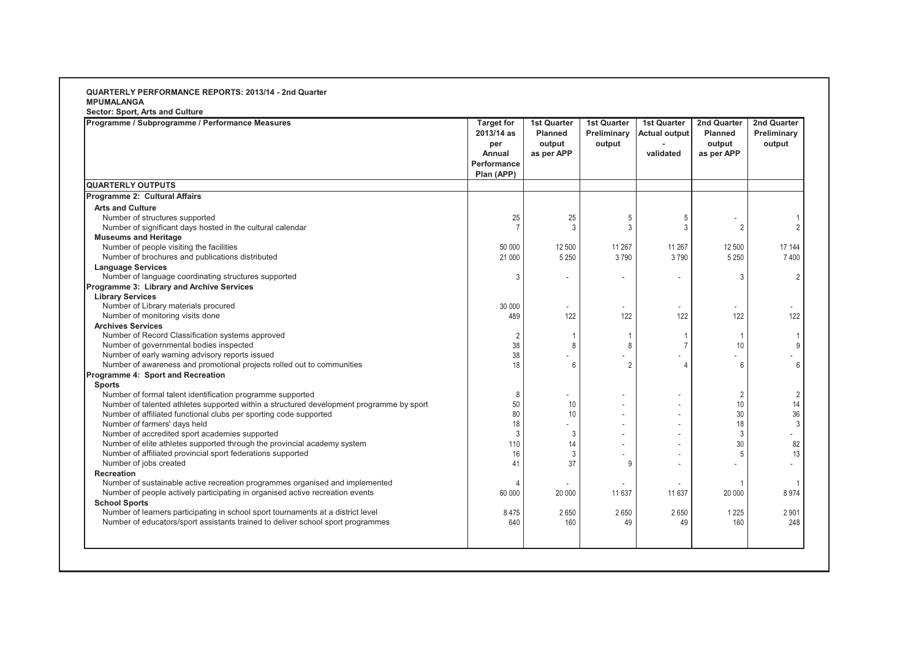**QUARTERLY PERFORMANCE REPORTS: 2013/14 - 2nd Quarter**
**MPUMALANGA**
**Sector: Sport, Arts and Culture**

| Programme / Subprogramme / Performance Measures | Target for 2013/14 as per Annual Performance Plan (APP) | 1st Quarter Planned output as per APP | 1st Quarter Preliminary output | 1st Quarter Actual output - validated | 2nd Quarter Planned output as per APP | 2nd Quarter Preliminary output |
|---|---|---|---|---|---|---|
| **QUARTERLY OUTPUTS** | | | | | | |
| **Programme 2: Cultural Affairs** | | | | | | |
| **Arts and Culture** | | | | | | |
| Number of structures supported | 25 | 25 | 5 | 5 | - | 1 |
| Number of significant days hosted in the cultural calendar | 7 | 3 | 3 | 3 | 2 | 2 |
| **Museums and Heritage** | | | | | | |
| Number of people visiting the facilities | 50 000 | 12 500 | 11 267 | 11 267 | 12 500 | 17 144 |
| Number of brochures and publications distributed | 21 000 | 5 250 | 3 790 | 3 790 | 5 250 | 7 400 |
| **Language Services** | | | | | | |
| Number of language coordinating structures supported | 3 | - | - | - | 3 | 2 |
| **Programme 3: Library and Archive Services** | | | | | | |
| **Library Services** | | | | | | |
| Number of Library materials procured | 30 000 | - | - | - | - | - |
| Number of monitoring visits done | 489 | 122 | 122 | 122 | 122 | 122 |
| **Archives Services** | | | | | | |
| Number of Record Classification systems approved | 2 | 1 | 1 | 1 | 1 | 1 |
| Number of governmental bodies inspected | 38 | 8 | 8 | 7 | 10 | 9 |
| Number of early warning advisory reports issued | 38 | - | - | - | - | - |
| Number of awareness and promotional projects rolled out to communities | 18 | 6 | 2 | 4 | 6 | 6 |
| **Programme 4: Sport and Recreation** | | | | | | |
| **Sports** | | | | | | |
| Number of formal talent identification programme supported | 8 | - | - | - | 2 | 2 |
| Number of talented athletes supported within a structured development programme by sport | 50 | 10 | - | - | 10 | 14 |
| Number of affiliated functional clubs per sporting code supported | 80 | 10 | - | - | 30 | 36 |
| Number of farmers' days held | 18 | - | - | - | 18 | 3 |
| Number of accredited sport academies supported | 3 | 3 | - | - | 3 | - |
| Number of elite athletes supported through the provincial academy system | 110 | 14 | - | - | 30 | 82 |
| Number of affiliated provincial sport federations supported | 16 | 3 | - | - | 5 | 13 |
| Number of jobs created | 41 | 37 | 9 | - | - | - |
| **Recreation** | | | | | | |
| Number of sustainable active recreation programmes organised and implemented | 4 | - | - | - | 1 | 1 |
| Number of people actively participating in organised active recreation events | 60 000 | 20 000 | 11 637 | 11 637 | 20 000 | 8 974 |
| **School Sports** | | | | | | |
| Number of learners participating in school sport tournaments at a district level | 8 475 | 2 650 | 2 650 | 2 650 | 1 225 | 2 901 |
| Number of educators/sport assistants trained to deliver school sport programmes | 640 | 160 | 49 | 49 | 160 | 248 |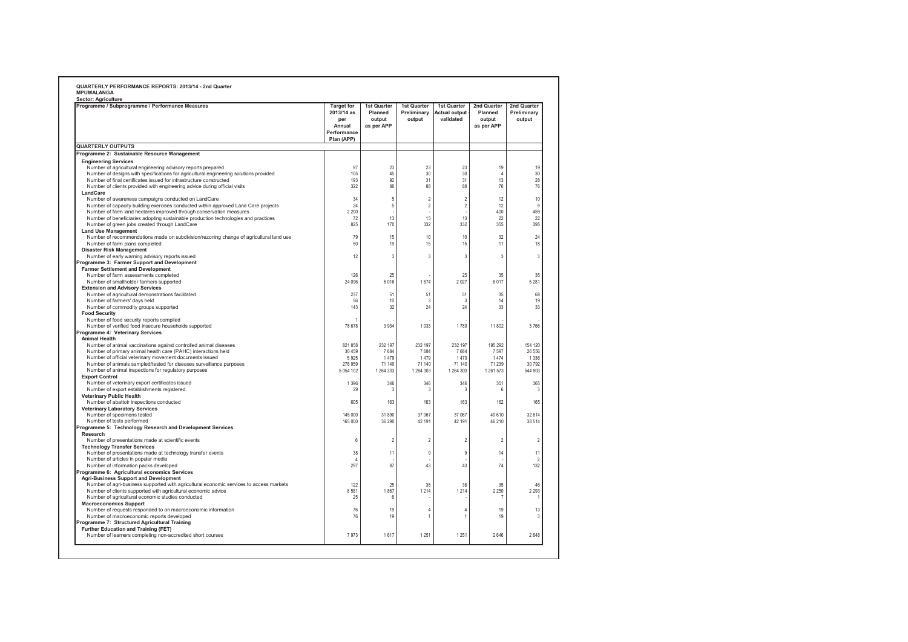**QUARTERLY PERFORMANCE REPORTS: 2013/14 - 2nd Quarter**
**MPUMALANGA**
**Sector: Agriculture**

| Programme / Subprogramme / Performance Measures | Target for 2013/14 as per Annual Performance Plan (APP) | 1st Quarter Planned output as per APP | 1st Quarter Preliminary output | 1st Quarter Actual output - validated | 2nd Quarter Planned output as per APP | 2nd Quarter Preliminary output |
|---|---|---|---|---|---|---|
| **QUARTERLY OUTPUTS** | | | | | | |
| **Programme 2: Sustainable Resource Management** | | | | | | |
| **Engineering Services** | | | | | | |
| Number of agricultural engineering advisory reports prepared | 97 | 23 | 23 | 23 | 19 | 19 |
| Number of designs with specifications for agricultural engineering solutions provided | 105 | 45 | 30 | 30 | 4 | 30 |
| Number of final certificates issued for infrastructure constructed | 193 | 92 | 31 | 31 | 13 | 28 |
| Number of clients provided with engineering advice during official visits | 322 | 88 | 88 | 88 | 76 | 76 |
| **LandCare** | | | | | | |
| Number of awareness campaigns conducted on LandCare | 34 | 5 | 2 | 2 | 12 | 10 |
| Number of capacity building exercises conducted within approved Land Care projects | 24 | 5 | 2 | 2 | 12 | 9 |
| Number of farm land hectares improved through conservation measures | 2 200 | - | - | - | 400 | 459 |
| Number of beneficiaries adopting sustainable production technologies and practices | 72 | 13 | 13 | 13 | 22 | 22 |
| Number of green jobs created through LandCare | 825 | 170 | 332 | 332 | 355 | 395 |
| **Land Use Management** | | | | | | |
| Number of recommendations made on subdivision/rezoning change of agricultural land use | 79 | 15 | 10 | 10 | 32 | 24 |
| Number of farm plans completed | 50 | 19 | 15 | 15 | 11 | 18 |
| **Disaster Risk Management** | | | | | | |
| Number of early warning advisory reports issued | 12 | 3 | 3 | 3 | 3 | 3 |
| **Programme 3: Farmer Support and Development** | | | | | | |
| **Farmer Settlement and Development** | | | | | | |
| Number of farm assessments completed | 126 | 25 | - | 25 | 35 | 35 |
| Number of smallholder farmers supported | 24 096 | 6 016 | 1 674 | 2 027 | 6 017 | 5 281 |
| **Extension and Advisory Services** | | | | | | |
| Number of agricultural demonstrations facilitated | 237 | 51 | 51 | 51 | 35 | 68 |
| Number of farmers' days held | 56 | 10 | 3 | 3 | 14 | 19 |
| Number of commodity groups supported | 143 | 32 | 24 | 24 | 33 | 33 |
| **Food Security** | | | | | | |
| Number of food security reports compiled | 1 | - | - | - | - | - |
| Number of verified food insecure households supported | 78 678 | 3 934 | 1 033 | 1 789 | 11 802 | 3 766 |
| **Programme 4: Veterinary Services** | | | | | | |
| **Animal Health** | | | | | | |
| Number of animal vaccinations against controlled animal diseases | 821 858 | 232 197 | 232 197 | 232 197 | 195 292 | 154 120 |
| Number of primary animal health care (PAHC) interactions held | 30 459 | 7 684 | 7 684 | 7 684 | 7 597 | 26 556 |
| Number of official veterinary movement documents issued | 5 925 | 1 479 | 1 479 | 1 479 | 1 474 | 1 336 |
| Number of animals sampled/tested for diseases surveillance purposes | 276 959 | 71 140 | 71 140 | 71 140 | 71 239 | 30 792 |
| Number of animal inspections for regulatory purposes | 5 054 102 | 1 264 303 | 1 264 303 | 1 264 303 | 1 261 573 | 544 803 |
| **Export Control** | | | | | | |
| Number of veterinary export certificates issued | 1 396 | 346 | 346 | 346 | 351 | 365 |
| Number of export establishments registered | 29 | 3 | 3 | 3 | 6 | 3 |
| **Veterinary Public Health** | | | | | | |
| Number of abattoir inspections conducted | 605 | 163 | 163 | 163 | 162 | 165 |
| **Veterinary Laboratory Services** | | | | | | |
| Number of specimens tested | 145 000 | 31 890 | 37 067 | 37 067 | 40 610 | 32 614 |
| Number of tests performed | 165 000 | 36 290 | 42 191 | 42 191 | 46 210 | 38 514 |
| **Programme 5: Technology Research and Development Services** | | | | | | |
| **Research** | | | | | | |
| Number of presentations made at scientific events | 6 | 2 | 2 | 2 | 2 | 2 |
| **Technology Transfer Services** | | | | | | |
| Number of presentations made at technology transfer events | 38 | 11 | 9 | 9 | 14 | 11 |
| Number of articles in popular media | 4 | - | - | - | - | 2 |
| Number of information packs developed | 297 | 87 | 43 | 43 | 74 | 132 |
| **Programme 6: Agricultural economics Services** | | | | | | |
| **Agri-Business Support and Development** | | | | | | |
| Number of agri-business supported with agricultural economic services to access markets | 122 | 25 | 38 | 38 | 35 | 46 |
| Number of clients supported with agricultural economic advice | 8 581 | 1 867 | 1 214 | 1 214 | 2 250 | 2 293 |
| Number of agricultural economic studies conducted | 25 | 6 | - | - | 7 | 1 |
| **Macroeconomics Support** | | | | | | |
| Number of requests responded to on macroeconomic information | 76 | 19 | 4 | 4 | 19 | 13 |
| Number of macroeconomic reports developed | 76 | 19 | 1 | 1 | 19 | 3 |
| **Programme 7: Structured Agricultural Training** | | | | | | |
| **Further Education and Training (FET)** | | | | | | |
| Number of learners completing non-accredited short courses | 7 973 | 1 617 | 1 251 | 1 251 | 2 646 | 2 648 |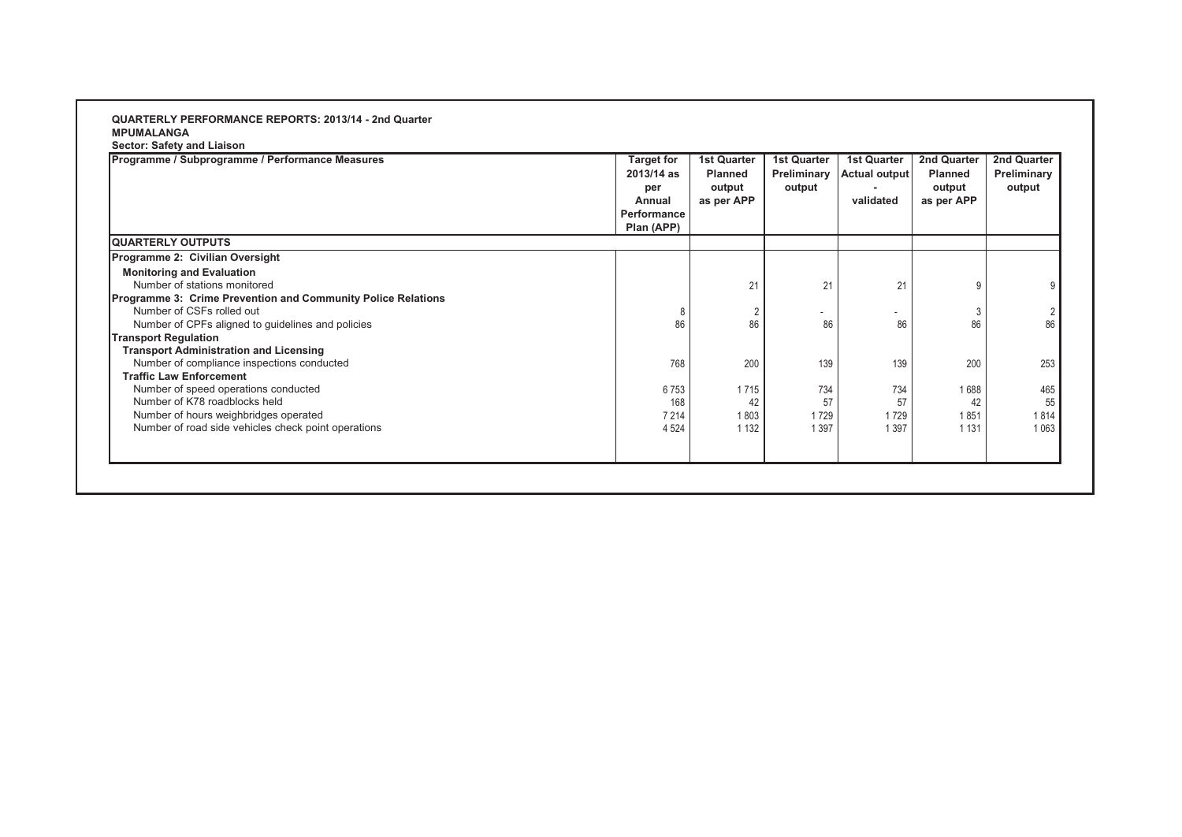**QUARTERLY PERFORMANCE REPORTS: 2013/14 - 2nd Quarter**
**MPUMALANGA**
**Sector: Safety and Liaison**

| Programme / Subprogramme / Performance Measures | Target for 2013/14 as per Annual Performance Plan (APP) | 1st Quarter Planned output as per APP | 1st Quarter Preliminary output | 1st Quarter Actual output - validated | 2nd Quarter Planned output as per APP | 2nd Quarter Preliminary output |
|---|---|---|---|---|---|---|
| **QUARTERLY OUTPUTS** | | | | | | |
| **Programme 2: Civilian Oversight** | | | | | | |
| **Monitoring and Evaluation** | | | | | | |
| Number of stations monitored | | 21 | 21 | 21 | 9 | 9 |
| **Programme 3: Crime Prevention and Community Police Relations** | | | | | | |
| Number of CSFs rolled out | 8 | 2 | - | - | 3 | 2 |
| Number of CPFs aligned to guidelines and policies | 86 | 86 | 86 | 86 | 86 | 86 |
| **Transport Regulation** | | | | | | |
| **Transport Administration and Licensing** | | | | | | |
| Number of compliance inspections conducted | 768 | 200 | 139 | 139 | 200 | 253 |
| **Traffic Law Enforcement** | | | | | | |
| Number of speed operations conducted | 6 753 | 1 715 | 734 | 734 | 1 688 | 465 |
| Number of K78 roadblocks held | 168 | 42 | 57 | 57 | 42 | 55 |
| Number of hours weighbridges operated | 7 214 | 1 803 | 1 729 | 1 729 | 1 851 | 1 814 |
| Number of road side vehicles check point operations | 4 524 | 1 132 | 1 397 | 1 397 | 1 131 | 1 063 |